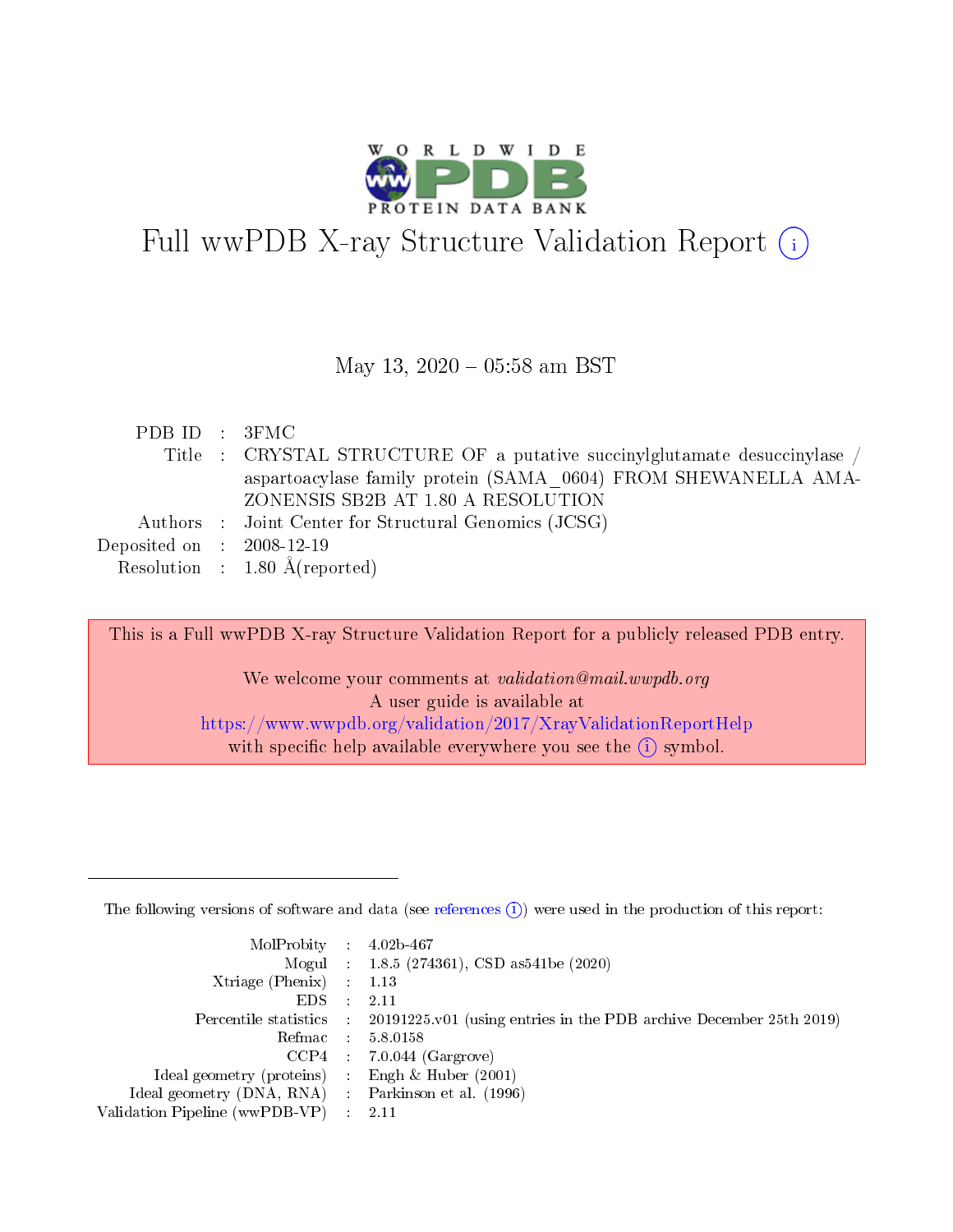# Full wwPDB X-ray Structure Validation Report (i)

May 13, 2020 – 05:58 am BST

| | | |
|---|---|---|
| PDB ID | : | 3FMC |
| Title | : | CRYSTAL STRUCTURE OF a putative succinylglutamate desuccinylase / aspartoacylase family protein (SAMA_0604) FROM SHEWANELLA AMAZONENSIS SB2B AT 1.80 A RESOLUTION |
| Authors | : | Joint Center for Structural Genomics (JCSG) |
| Deposited on | : | 2008-12-19 |
| Resolution | : | 1.80 Å(reported) |

This is a Full wwPDB X-ray Structure Validation Report for a publicly released PDB entry.

We welcome your comments at *validation@mail.wwpdb.org*
A user guide is available at
https://www.wwpdb.org/validation/2017/XrayValidationReportHelp
with specific help available everywhere you see the (i) symbol.

---

The following versions of software and data (see references (i)) were used in the production of this report:

| | | |
|---|---|---|
| MolProbity | : | 4.02b-467 |
| Mogul | : | 1.8.5 (274361), CSD as541be (2020) |
| Xtriage (Phenix) | : | 1.13 |
| EDS | : | 2.11 |
| Percentile statistics | : | 20191225.v01 (using entries in the PDB archive December 25th 2019) |
| Refmac | : | 5.8.0158 |
| CCP4 | : | 7.0.044 (Gargrove) |
| Ideal geometry (proteins) | : | Engh & Huber (2001) |
| Ideal geometry (DNA, RNA) | : | Parkinson et al. (1996) |
| Validation Pipeline (wwPDB-VP) | : | 2.11 |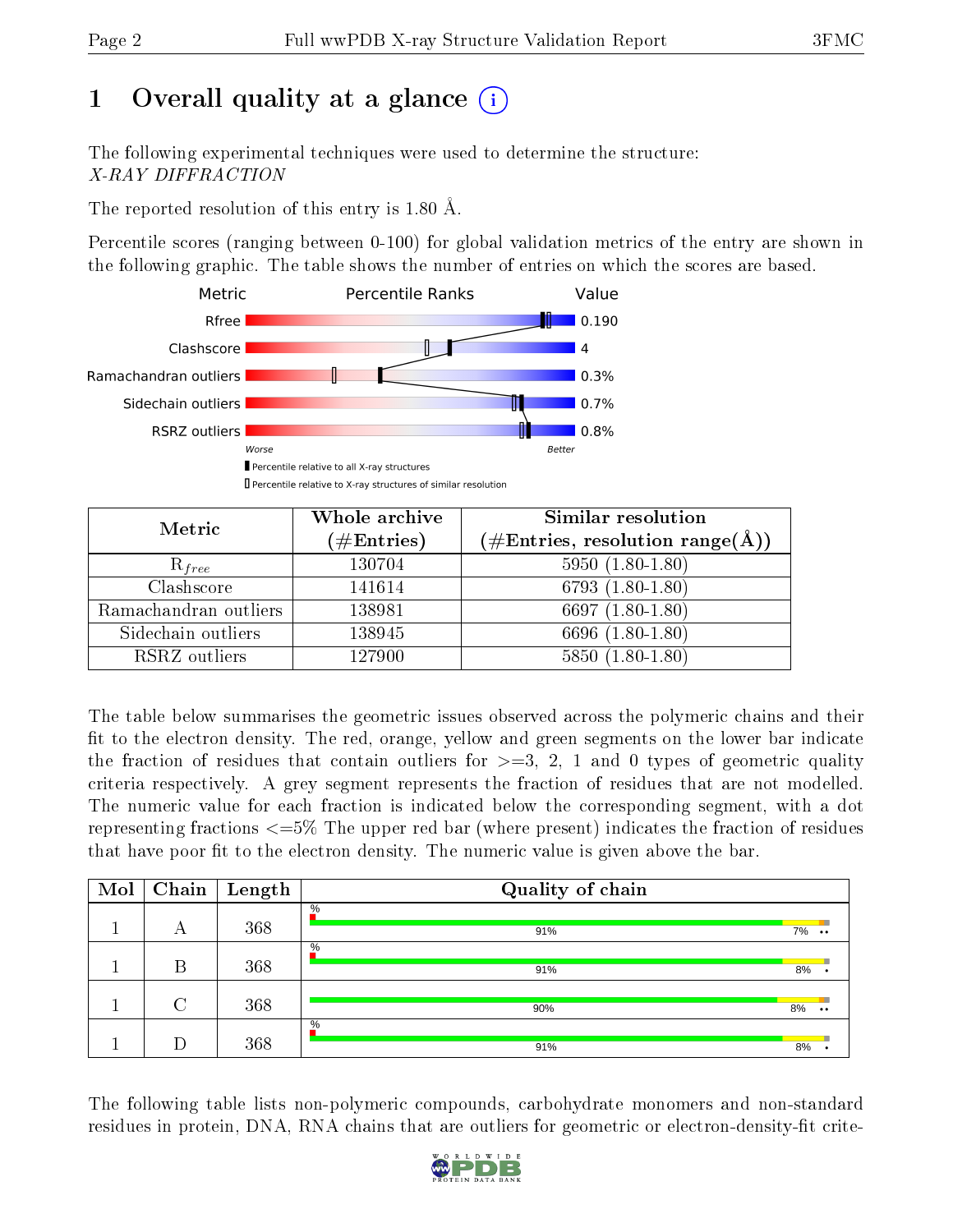# 1 Overall quality at a glance

The following experimental techniques were used to determine the structure:
*X-RAY DIFFRACTION*

The reported resolution of this entry is 1.80 Å.

Percentile scores (ranging between 0-100) for global validation metrics of the entry are shown in the following graphic. The table shows the number of entries on which the scores are based.

| Metric | Value |
|---|---|
| Rfree | 0.190 |
| Clashscore | 4 |
| Ramachandran outliers | 0.3% |
| Sidechain outliers | 0.7% |
| RSRZ outliers | 0.8% |

Worse — Better

■ Percentile relative to all X-ray structures
□ Percentile relative to X-ray structures of similar resolution

| Metric | Whole archive (#Entries) | Similar resolution (#Entries, resolution range(Å)) |
|---|---|---|
| $R_{free}$ | 130704 | 5950 (1.80-1.80) |
| Clashscore | 141614 | 6793 (1.80-1.80) |
| Ramachandran outliers | 138981 | 6697 (1.80-1.80) |
| Sidechain outliers | 138945 | 6696 (1.80-1.80) |
| RSRZ outliers | 127900 | 5850 (1.80-1.80) |

The table below summarises the geometric issues observed across the polymeric chains and their fit to the electron density. The red, orange, yellow and green segments on the lower bar indicate the fraction of residues that contain outliers for >=3, 2, 1 and 0 types of geometric quality criteria respectively. A grey segment represents the fraction of residues that are not modelled. The numeric value for each fraction is indicated below the corresponding segment, with a dot representing fractions <=5% The upper red bar (where present) indicates the fraction of residues that have poor fit to the electron density. The numeric value is given above the bar.

| Mol | Chain | Length | Quality of chain |
|---|---|---|---|
| 1 | A | 368 | % 91% 7% •• |
| 1 | B | 368 | % 91% 8% • |
| 1 | C | 368 | 90% 8% •• |
| 1 | D | 368 | % 91% 8% • |

The following table lists non-polymeric compounds, carbohydrate monomers and non-standard residues in protein, DNA, RNA chains that are outliers for geometric or electron-density-fit crite-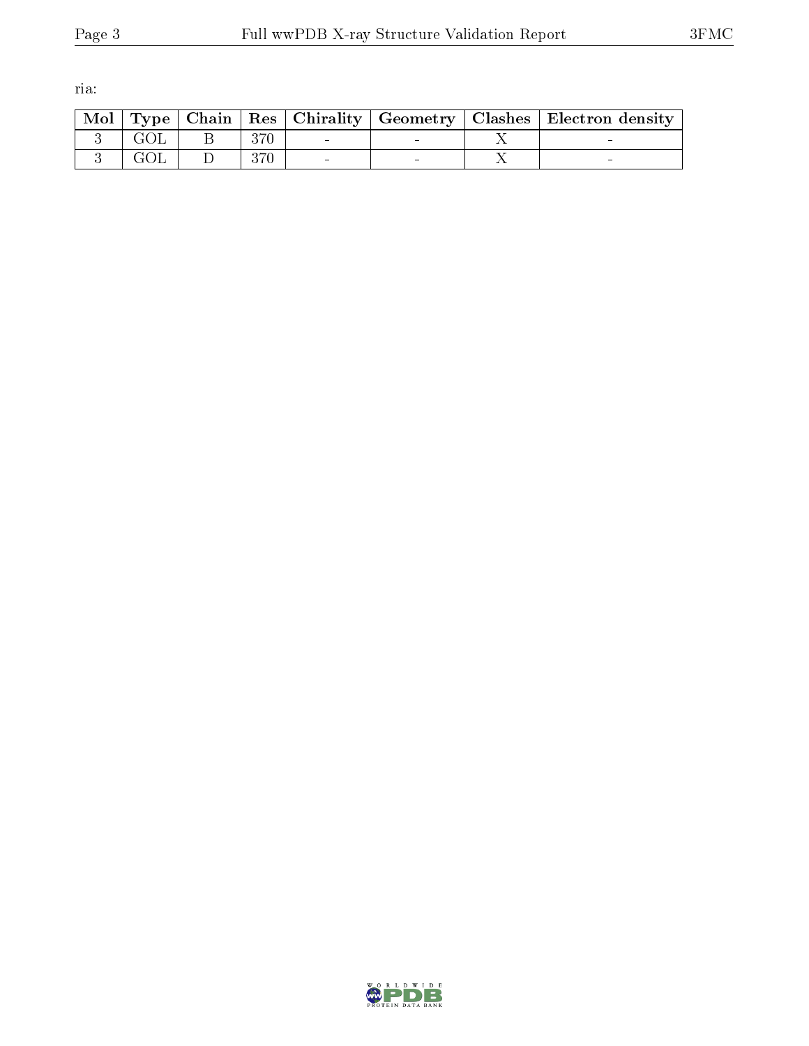ria:

| Mol | Type | Chain | Res | Chirality | Geometry | Clashes | Electron density |
|---|---|---|---|---|---|---|---|
| 3 | GOL | B | 370 | - | - | X | - |
| 3 | GOL | D | 370 | - | - | X | - |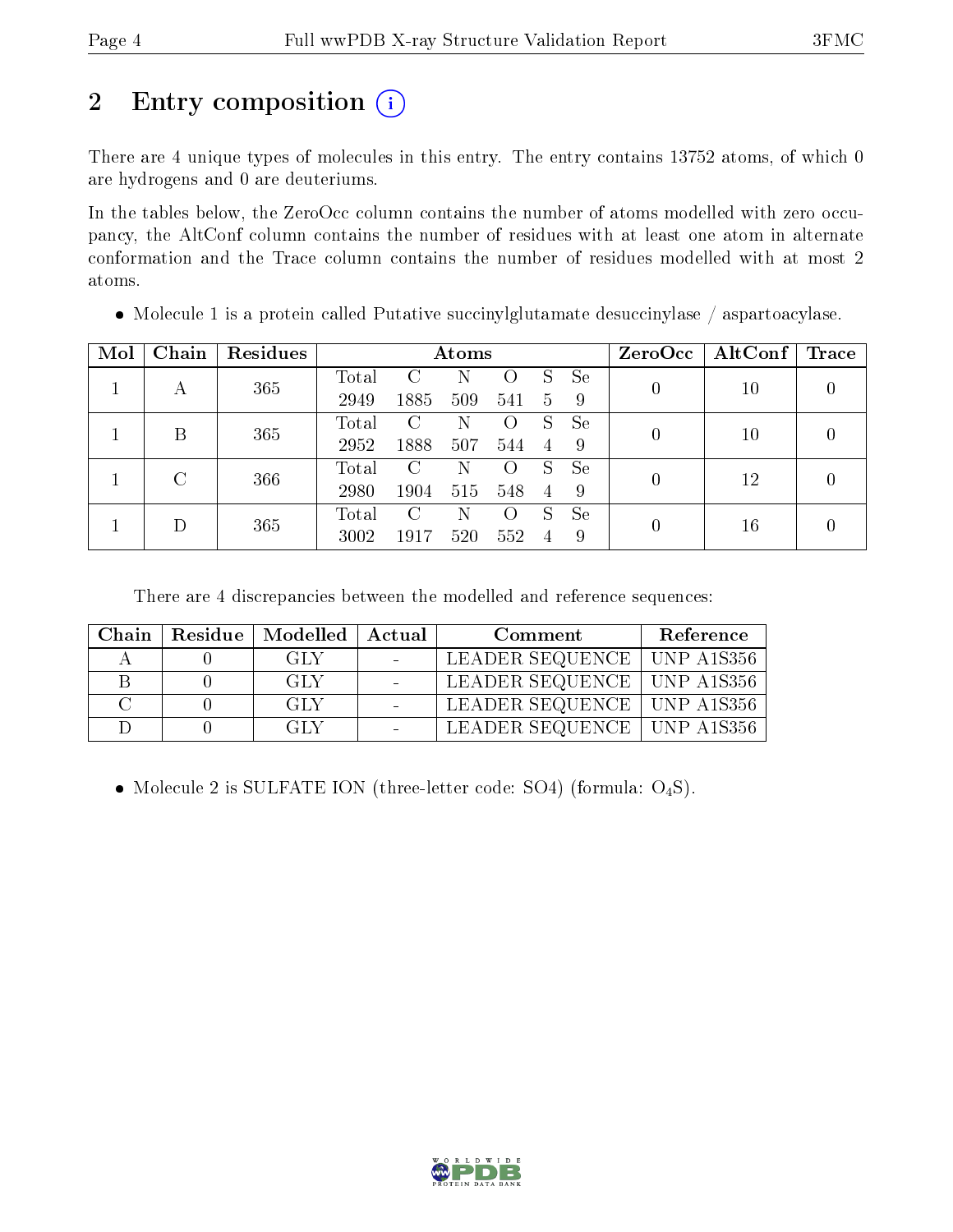## 2 Entry composition

There are 4 unique types of molecules in this entry. The entry contains 13752 atoms, of which 0 are hydrogens and 0 are deuteriums.

In the tables below, the ZeroOcc column contains the number of atoms modelled with zero occupancy, the AltConf column contains the number of residues with at least one atom in alternate conformation and the Trace column contains the number of residues modelled with at most 2 atoms.

- Molecule 1 is a protein called Putative succinylglutamate desuccinylase / aspartoacylase.

| Mol | Chain | Residues | Atoms | | | | | | ZeroOcc | AltConf | Trace |
|---|---|---|---|---|---|---|---|---|---|---|---|
| 1 | A | 365 | Total | C | N | O | S | Se | 0 | 10 | 0 |
| | | | 2949 | 1885 | 509 | 541 | 5 | 9 | | | |
| 1 | B | 365 | Total | C | N | O | S | Se | 0 | 10 | 0 |
| | | | 2952 | 1888 | 507 | 544 | 4 | 9 | | | |
| 1 | C | 366 | Total | C | N | O | S | Se | 0 | 12 | 0 |
| | | | 2980 | 1904 | 515 | 548 | 4 | 9 | | | |
| 1 | D | 365 | Total | C | N | O | S | Se | 0 | 16 | 0 |
| | | | 3002 | 1917 | 520 | 552 | 4 | 9 | | | |

There are 4 discrepancies between the modelled and reference sequences:

| Chain | Residue | Modelled | Actual | Comment | Reference |
|---|---|---|---|---|---|
| A | 0 | GLY | - | LEADER SEQUENCE | UNP A1S356 |
| B | 0 | GLY | - | LEADER SEQUENCE | UNP A1S356 |
| C | 0 | GLY | - | LEADER SEQUENCE | UNP A1S356 |
| D | 0 | GLY | - | LEADER SEQUENCE | UNP A1S356 |

- Molecule 2 is SULFATE ION (three-letter code: SO4) (formula: $O_4S$).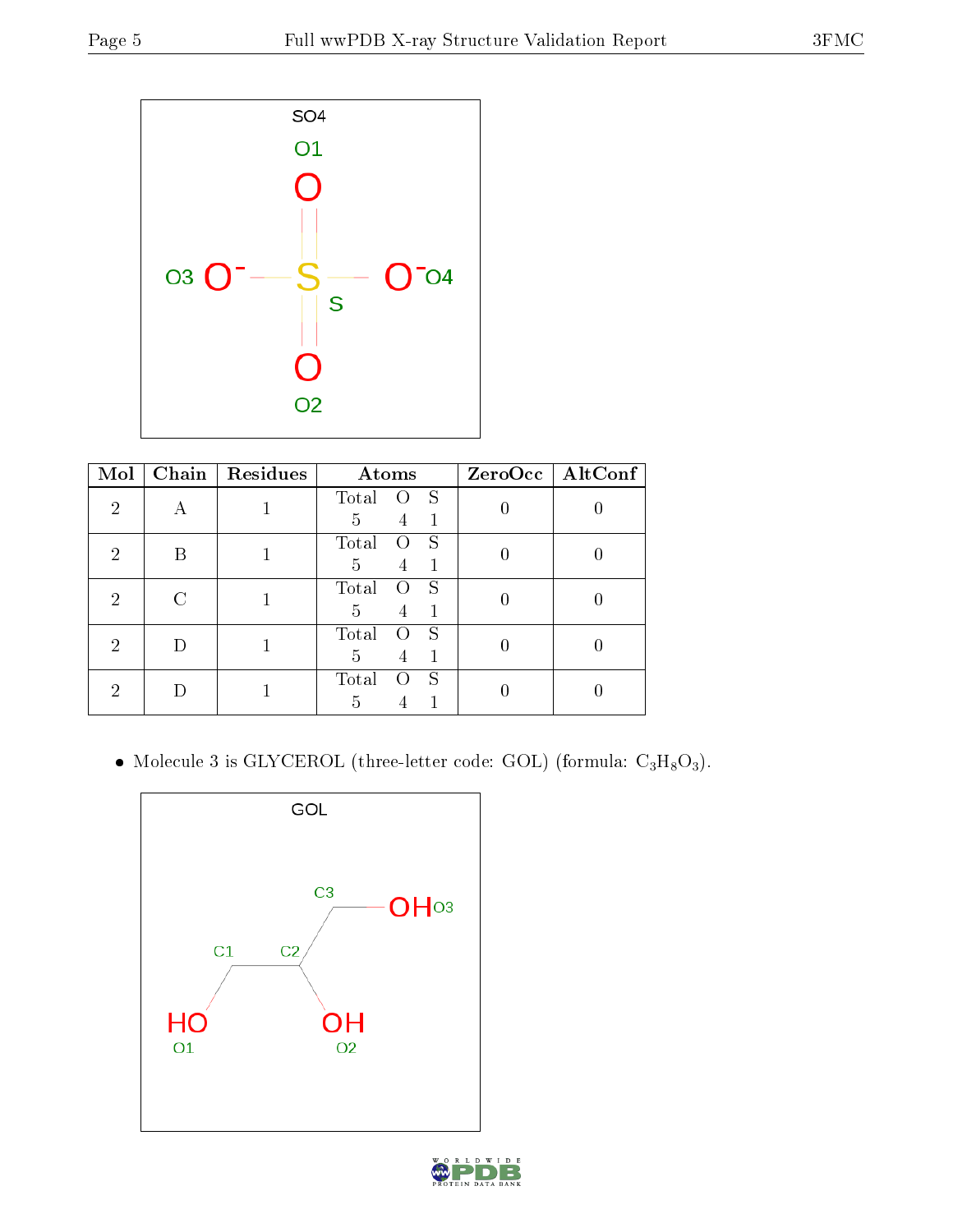| Mol | Chain | Residues | Atoms | ZeroOcc | AltConf |
|---|---|---|---|---|---|
| 2 | A | 1 | Total O S<br>5 4 1 | 0 | 0 |
| 2 | B | 1 | Total O S<br>5 4 1 | 0 | 0 |
| 2 | C | 1 | Total O S<br>5 4 1 | 0 | 0 |
| 2 | D | 1 | Total O S<br>5 4 1 | 0 | 0 |
| 2 | D | 1 | Total O S<br>5 4 1 | 0 | 0 |

- Molecule 3 is GLYCEROL (three-letter code: GOL) (formula: $C_3H_8O_3$).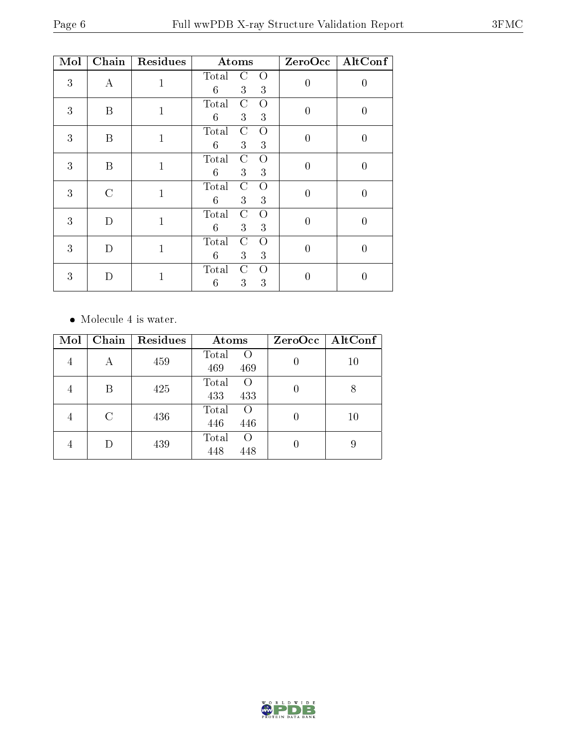| Mol | Chain | Residues | Atoms | | | ZeroOcc | AltConf |
|---|---|---|---|---|---|---|---|
| | | | Total | C | O | | |
| 3 | A | 1 | 6 | 3 | 3 | 0 | 0 |
| 3 | B | 1 | 6 | 3 | 3 | 0 | 0 |
| 3 | B | 1 | 6 | 3 | 3 | 0 | 0 |
| 3 | B | 1 | 6 | 3 | 3 | 0 | 0 |
| 3 | C | 1 | 6 | 3 | 3 | 0 | 0 |
| 3 | D | 1 | 6 | 3 | 3 | 0 | 0 |
| 3 | D | 1 | 6 | 3 | 3 | 0 | 0 |
| 3 | D | 1 | 6 | 3 | 3 | 0 | 0 |

- Molecule 4 is water.

| Mol | Chain | Residues | Atoms | | ZeroOcc | AltConf |
|---|---|---|---|---|---|---|
| | | | Total | O | | |
| 4 | A | 459 | 469 | 469 | 0 | 10 |
| 4 | B | 425 | 433 | 433 | 0 | 8 |
| 4 | C | 436 | 446 | 446 | 0 | 10 |
| 4 | D | 439 | 448 | 448 | 0 | 9 |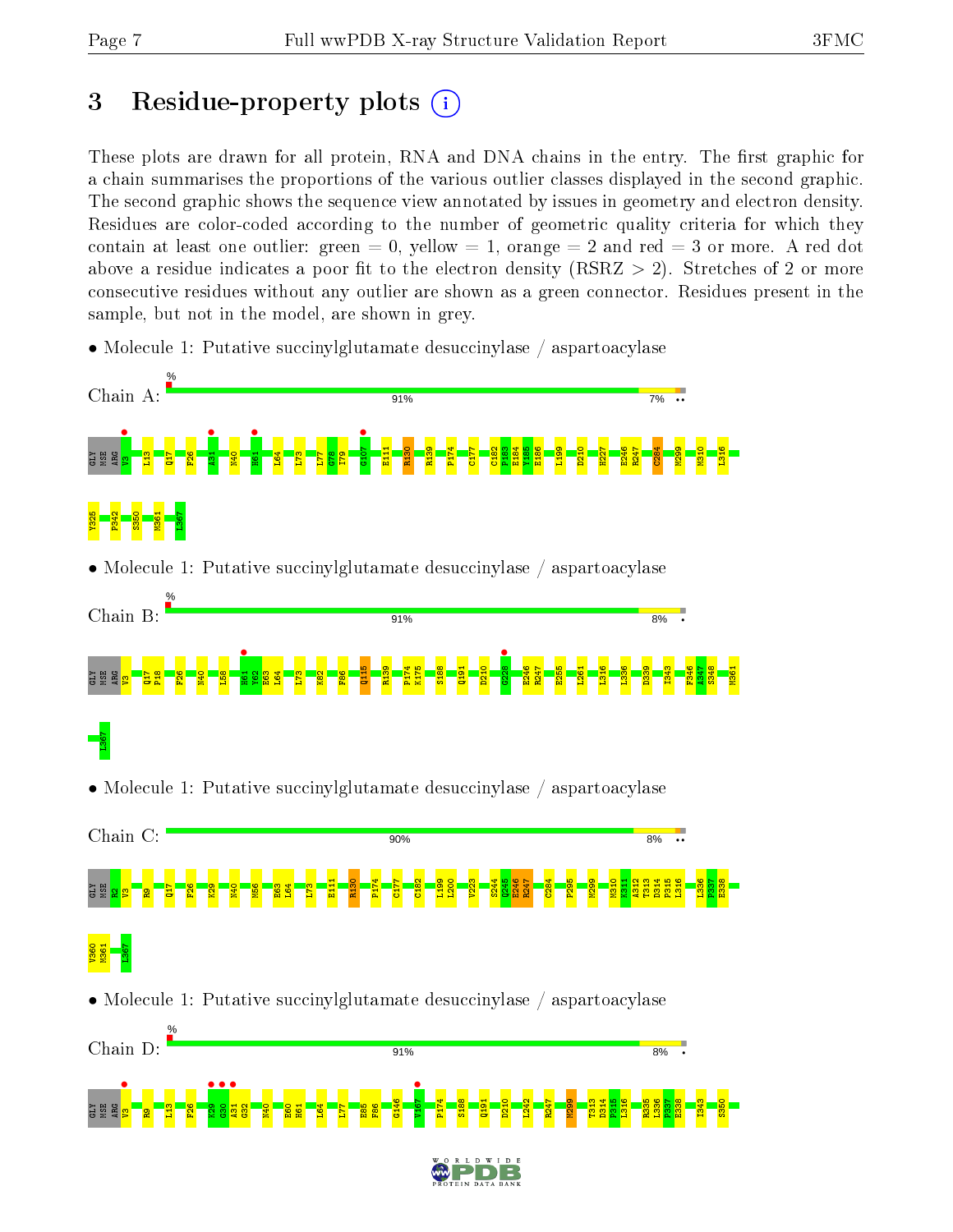# 3 Residue-property plots

These plots are drawn for all protein, RNA and DNA chains in the entry. The first graphic for a chain summarises the proportions of the various outlier classes displayed in the second graphic. The second graphic shows the sequence view annotated by issues in geometry and electron density. Residues are color-coded according to the number of geometric quality criteria for which they contain at least one outlier: green = 0, yellow = 1, orange = 2 and red = 3 or more. A red dot above a residue indicates a poor fit to the electron density (RSRZ > 2). Stretches of 2 or more consecutive residues without any outlier are shown as a green connector. Residues present in the sample, but not in the model, are shown in grey.

- Molecule 1: Putative succinylglutamate desuccinylase / aspartoacylase

Chain A: 91% 7%

GLY MSE ARG V3 L13 Q17 F26 A31 N40 H61 L64 L73 L77 G78 I79 G107 E111 R130 R139 P174 C177 C182 P183 E184 Y185 E186 L199 D210 H227 E246 R247 C284 M299 M310 L316 V325 P342 S350 M361 L367

- Molecule 1: Putative succinylglutamate desuccinylase / aspartoacylase

Chain B: 91% 8%

GLY MSE ARG V3 Q17 P18 F26 N40 L58 H61 Y62 E63 L64 L73 K82 F86 Q115 R139 P174 K175 S188 Q191 D210 G226 E246 R247 E255 L261 L316 L336 D339 I343 F346 A347 S348 M361 L367

- Molecule 1: Putative succinylglutamate desuccinylase / aspartoacylase

Chain C: 90% 8%

GLY MSE R2 V3 R9 Q17 F26 K29 N40 M56 E63 L64 L73 E111 R130 P174 C177 C182 L199 L200 V223 S244 G245 E246 R247 C284 P295 M299 M310 K311 A312 T313 D314 P315 L316 L336 P337 E338 V360 M361 L367

- Molecule 1: Putative succinylglutamate desuccinylase / aspartoacylase

Chain D: 91% 8%

GLY MSE ARG V3 R9 L13 F26 K29 G30 A31 G32 N40 E60 H61 L64 L77 E85 F86 G146 V167 P174 S188 Q191 D210 L242 R247 M299 T313 D314 P315 L316 R335 L336 P337 E338 I343 S350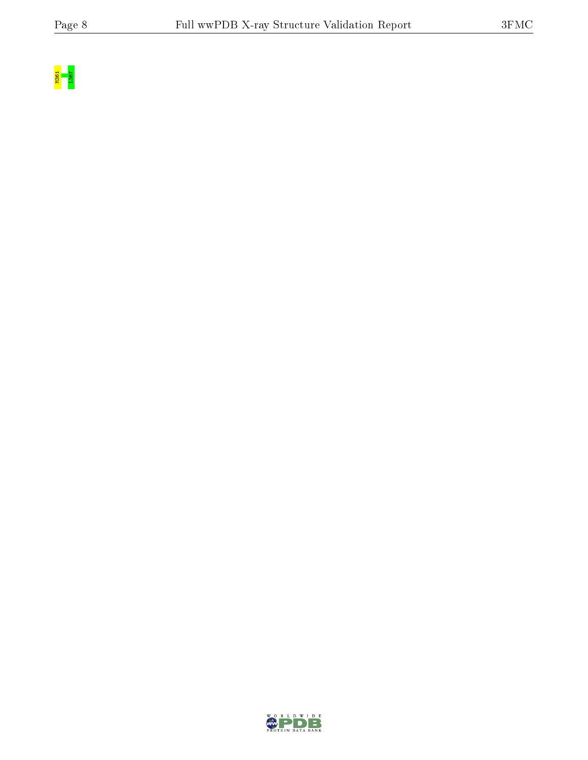N361 I367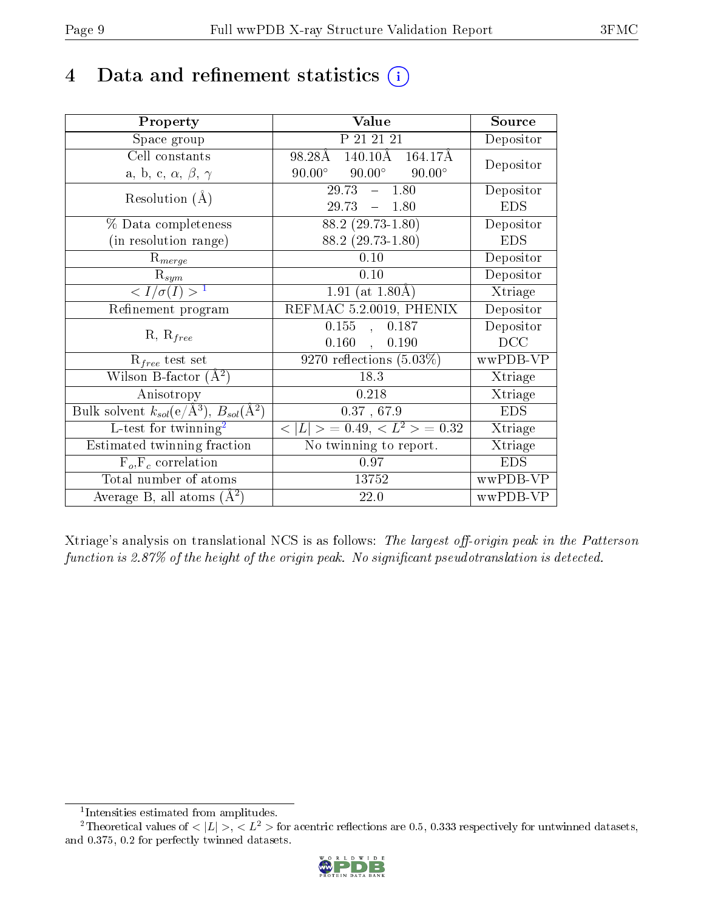# 4 Data and refinement statistics

| Property | Value | Source |
|---|---|---|
| Space group | P 21 21 21 | Depositor |
| Cell constants<br>a, b, c, $\alpha$, $\beta$, $\gamma$ | 98.28Å 140.10Å 164.17Å<br>90.00° 90.00° 90.00° | Depositor |
| Resolution (Å) | 29.73 – 1.80<br>29.73 – 1.80 | Depositor<br>EDS |
| % Data completeness<br>(in resolution range) | 88.2 (29.73-1.80)<br>88.2 (29.73-1.80) | Depositor<br>EDS |
| $R_{merge}$ | 0.10 | Depositor |
| $R_{sym}$ | 0.10 | Depositor |
| $< I/\sigma(I) >$ [1] | 1.91 (at 1.80Å) | Xtriage |
| Refinement program | REFMAC 5.2.0019, PHENIX | Depositor |
| R, $R_{free}$ | 0.155 , 0.187<br>0.160 , 0.190 | Depositor<br>DCC |
| $R_{free}$ test set | 9270 reflections (5.03%) | wwPDB-VP |
| Wilson B-factor (Å$^2$) | 18.3 | Xtriage |
| Anisotropy | 0.218 | Xtriage |
| Bulk solvent $k_{sol}$(e/Å$^3$), $B_{sol}$(Å$^2$) | 0.37 , 67.9 | EDS |
| L-test for twinning[2] | $< \vert L \vert > = 0.49$, $< L^2 > = 0.32$ | Xtriage |
| Estimated twinning fraction | No twinning to report. | Xtriage |
| $F_o$,$F_c$ correlation | 0.97 | EDS |
| Total number of atoms | 13752 | wwPDB-VP |
| Average B, all atoms (Å$^2$) | 22.0 | wwPDB-VP |

Xtriage's analysis on translational NCS is as follows: *The largest off-origin peak in the Patterson function is 2.87% of the height of the origin peak. No significant pseudotranslation is detected.*

[1] Intensities estimated from amplitudes.

[2] Theoretical values of $< |L| >$, $< L^2 >$ for acentric reflections are 0.5, 0.333 respectively for untwinned datasets, and 0.375, 0.2 for perfectly twinned datasets.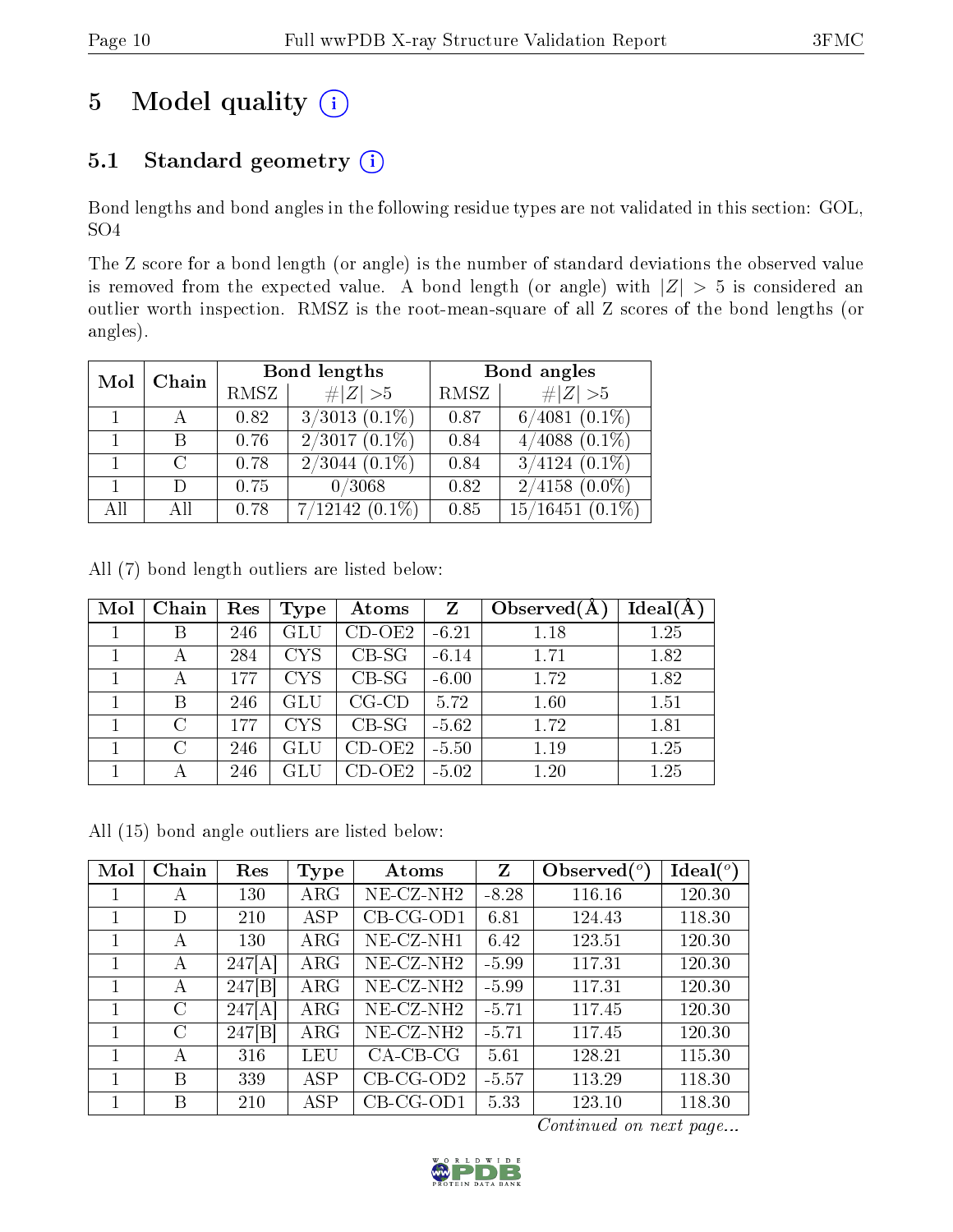# 5 Model quality (i)

## 5.1 Standard geometry (i)

Bond lengths and bond angles in the following residue types are not validated in this section: GOL, SO4

The Z score for a bond length (or angle) is the number of standard deviations the observed value is removed from the expected value. A bond length (or angle) with $|Z| > 5$ is considered an outlier worth inspection. RMSZ is the root-mean-square of all Z scores of the bond lengths (or angles).

| Mol | Chain | Bond lengths | | Bond angles | |
|---|---|---|---|---|---|
| | | RMSZ | #\|Z\| >5 | RMSZ | #\|Z\| >5 |
| 1 | A | 0.82 | 3/3013 (0.1%) | 0.87 | 6/4081 (0.1%) |
| 1 | B | 0.76 | 2/3017 (0.1%) | 0.84 | 4/4088 (0.1%) |
| 1 | C | 0.78 | 2/3044 (0.1%) | 0.84 | 3/4124 (0.1%) |
| 1 | D | 0.75 | 0/3068 | 0.82 | 2/4158 (0.0%) |
| All | All | 0.78 | 7/12142 (0.1%) | 0.85 | 15/16451 (0.1%) |

All (7) bond length outliers are listed below:

| Mol | Chain | Res | Type | Atoms | Z | Observed(Å) | Ideal(Å) |
|---|---|---|---|---|---|---|---|
| 1 | B | 246 | GLU | CD-OE2 | -6.21 | 1.18 | 1.25 |
| 1 | A | 284 | CYS | CB-SG | -6.14 | 1.71 | 1.82 |
| 1 | A | 177 | CYS | CB-SG | -6.00 | 1.72 | 1.82 |
| 1 | B | 246 | GLU | CG-CD | 5.72 | 1.60 | 1.51 |
| 1 | C | 177 | CYS | CB-SG | -5.62 | 1.72 | 1.81 |
| 1 | C | 246 | GLU | CD-OE2 | -5.50 | 1.19 | 1.25 |
| 1 | A | 246 | GLU | CD-OE2 | -5.02 | 1.20 | 1.25 |

All (15) bond angle outliers are listed below:

| Mol | Chain | Res | Type | Atoms | Z | Observed(°) | Ideal(°) |
|---|---|---|---|---|---|---|---|
| 1 | A | 130 | ARG | NE-CZ-NH2 | -8.28 | 116.16 | 120.30 |
| 1 | D | 210 | ASP | CB-CG-OD1 | 6.81 | 124.43 | 118.30 |
| 1 | A | 130 | ARG | NE-CZ-NH1 | 6.42 | 123.51 | 120.30 |
| 1 | A | 247[A] | ARG | NE-CZ-NH2 | -5.99 | 117.31 | 120.30 |
| 1 | A | 247[B] | ARG | NE-CZ-NH2 | -5.99 | 117.31 | 120.30 |
| 1 | C | 247[A] | ARG | NE-CZ-NH2 | -5.71 | 117.45 | 120.30 |
| 1 | C | 247[B] | ARG | NE-CZ-NH2 | -5.71 | 117.45 | 120.30 |
| 1 | A | 316 | LEU | CA-CB-CG | 5.61 | 128.21 | 115.30 |
| 1 | B | 339 | ASP | CB-CG-OD2 | -5.57 | 113.29 | 118.30 |
| 1 | B | 210 | ASP | CB-CG-OD1 | 5.33 | 123.10 | 118.30 |

*Continued on next page...*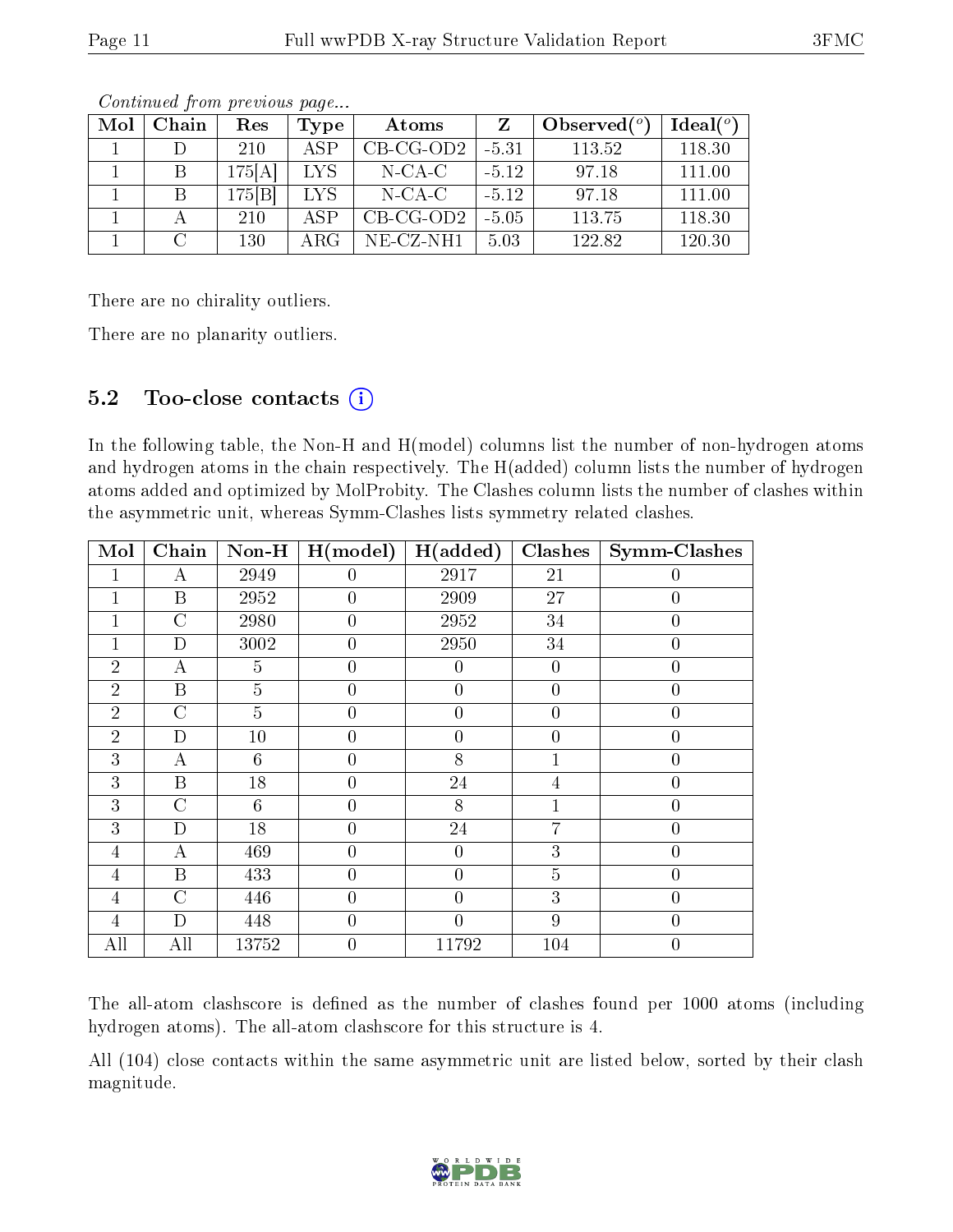*Continued from previous page...*

| Mol | Chain | Res | Type | Atoms | Z | Observed(°) | Ideal(°) |
|---|---|---|---|---|---|---|---|
| 1 | D | 210 | ASP | CB-CG-OD2 | -5.31 | 113.52 | 118.30 |
| 1 | B | 175[A] | LYS | N-CA-C | -5.12 | 97.18 | 111.00 |
| 1 | B | 175[B] | LYS | N-CA-C | -5.12 | 97.18 | 111.00 |
| 1 | A | 210 | ASP | CB-CG-OD2 | -5.05 | 113.75 | 118.30 |
| 1 | C | 130 | ARG | NE-CZ-NH1 | 5.03 | 122.82 | 120.30 |

There are no chirality outliers.

There are no planarity outliers.

## 5.2 Too-close contacts

In the following table, the Non-H and H(model) columns list the number of non-hydrogen atoms and hydrogen atoms in the chain respectively. The H(added) column lists the number of hydrogen atoms added and optimized by MolProbity. The Clashes column lists the number of clashes within the asymmetric unit, whereas Symm-Clashes lists symmetry related clashes.

| Mol | Chain | Non-H | H(model) | H(added) | Clashes | Symm-Clashes |
|---|---|---|---|---|---|---|
| 1 | A | 2949 | 0 | 2917 | 21 | 0 |
| 1 | B | 2952 | 0 | 2909 | 27 | 0 |
| 1 | C | 2980 | 0 | 2952 | 34 | 0 |
| 1 | D | 3002 | 0 | 2950 | 34 | 0 |
| 2 | A | 5 | 0 | 0 | 0 | 0 |
| 2 | B | 5 | 0 | 0 | 0 | 0 |
| 2 | C | 5 | 0 | 0 | 0 | 0 |
| 2 | D | 10 | 0 | 0 | 0 | 0 |
| 3 | A | 6 | 0 | 8 | 1 | 0 |
| 3 | B | 18 | 0 | 24 | 4 | 0 |
| 3 | C | 6 | 0 | 8 | 1 | 0 |
| 3 | D | 18 | 0 | 24 | 7 | 0 |
| 4 | A | 469 | 0 | 0 | 3 | 0 |
| 4 | B | 433 | 0 | 0 | 5 | 0 |
| 4 | C | 446 | 0 | 0 | 3 | 0 |
| 4 | D | 448 | 0 | 0 | 9 | 0 |
| All | All | 13752 | 0 | 11792 | 104 | 0 |

The all-atom clashscore is defined as the number of clashes found per 1000 atoms (including hydrogen atoms). The all-atom clashscore for this structure is 4.

All (104) close contacts within the same asymmetric unit are listed below, sorted by their clash magnitude.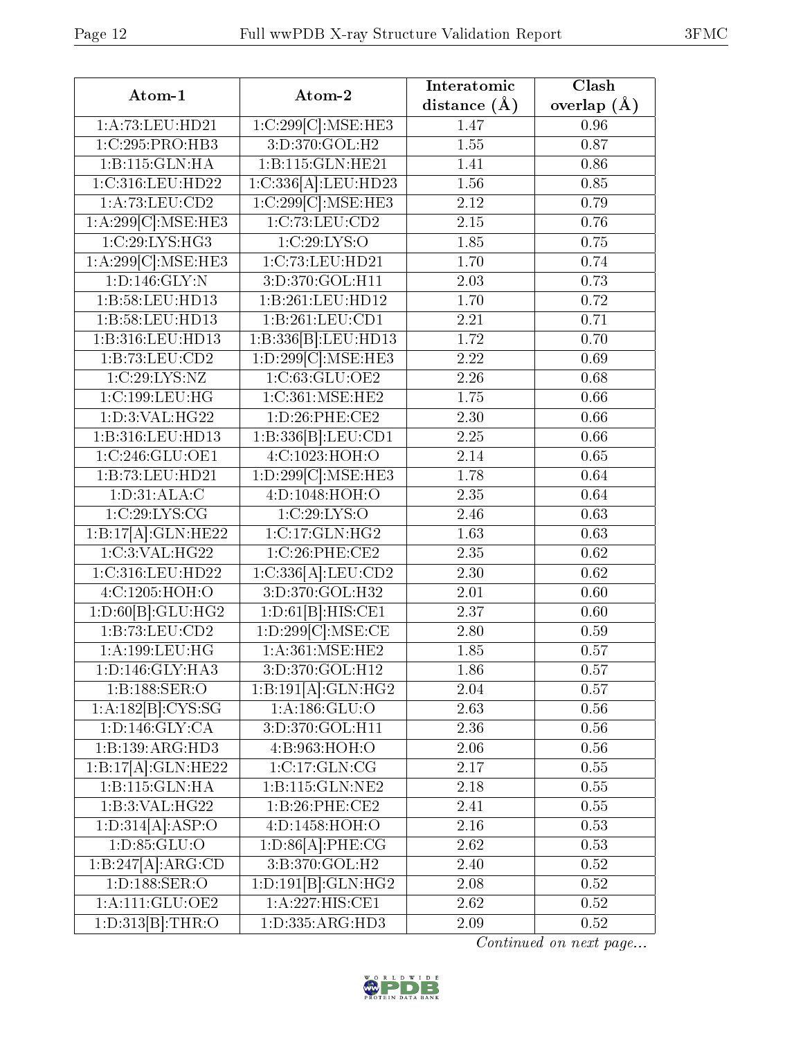| Atom-1 | Atom-2 | Interatomic distance (Å) | Clash overlap (Å) |
|---|---|---|---|
| 1:A:73:LEU:HD21 | 1:C:299[C]:MSE:HE3 | 1.47 | 0.96 |
| 1:C:295:PRO:HB3 | 3:D:370:GOL:H2 | 1.55 | 0.87 |
| 1:B:115:GLN:HA | 1:B:115:GLN:HE21 | 1.41 | 0.86 |
| 1:C:316:LEU:HD22 | 1:C:336[A]:LEU:HD23 | 1.56 | 0.85 |
| 1:A:73:LEU:CD2 | 1:C:299[C]:MSE:HE3 | 2.12 | 0.79 |
| 1:A:299[C]:MSE:HE3 | 1:C:73:LEU:CD2 | 2.15 | 0.76 |
| 1:C:29:LYS:HG3 | 1:C:29:LYS:O | 1.85 | 0.75 |
| 1:A:299[C]:MSE:HE3 | 1:C:73:LEU:HD21 | 1.70 | 0.74 |
| 1:D:146:GLY:N | 3:D:370:GOL:H11 | 2.03 | 0.73 |
| 1:B:58:LEU:HD13 | 1:B:261:LEU:HD12 | 1.70 | 0.72 |
| 1:B:58:LEU:HD13 | 1:B:261:LEU:CD1 | 2.21 | 0.71 |
| 1:B:316:LEU:HD13 | 1:B:336[B]:LEU:HD13 | 1.72 | 0.70 |
| 1:B:73:LEU:CD2 | 1:D:299[C]:MSE:HE3 | 2.22 | 0.69 |
| 1:C:29:LYS:NZ | 1:C:63:GLU:OE2 | 2.26 | 0.68 |
| 1:C:199:LEU:HG | 1:C:361:MSE:HE2 | 1.75 | 0.66 |
| 1:D:3:VAL:HG22 | 1:D:26:PHE:CE2 | 2.30 | 0.66 |
| 1:B:316:LEU:HD13 | 1:B:336[B]:LEU:CD1 | 2.25 | 0.66 |
| 1:C:246:GLU:OE1 | 4:C:1023:HOH:O | 2.14 | 0.65 |
| 1:B:73:LEU:HD21 | 1:D:299[C]:MSE:HE3 | 1.78 | 0.64 |
| 1:D:31:ALA:C | 4:D:1048:HOH:O | 2.35 | 0.64 |
| 1:C:29:LYS:CG | 1:C:29:LYS:O | 2.46 | 0.63 |
| 1:B:17[A]:GLN:HE22 | 1:C:17:GLN:HG2 | 1.63 | 0.63 |
| 1:C:3:VAL:HG22 | 1:C:26:PHE:CE2 | 2.35 | 0.62 |
| 1:C:316:LEU:HD22 | 1:C:336[A]:LEU:CD2 | 2.30 | 0.62 |
| 4:C:1205:HOH:O | 3:D:370:GOL:H32 | 2.01 | 0.60 |
| 1:D:60[B]:GLU:HG2 | 1:D:61[B]:HIS:CE1 | 2.37 | 0.60 |
| 1:B:73:LEU:CD2 | 1:D:299[C]:MSE:CE | 2.80 | 0.59 |
| 1:A:199:LEU:HG | 1:A:361:MSE:HE2 | 1.85 | 0.57 |
| 1:D:146:GLY:HA3 | 3:D:370:GOL:H12 | 1.86 | 0.57 |
| 1:B:188:SER:O | 1:B:191[A]:GLN:HG2 | 2.04 | 0.57 |
| 1:A:182[B]:CYS:SG | 1:A:186:GLU:O | 2.63 | 0.56 |
| 1:D:146:GLY:CA | 3:D:370:GOL:H11 | 2.36 | 0.56 |
| 1:B:139:ARG:HD3 | 4:B:963:HOH:O | 2.06 | 0.56 |
| 1:B:17[A]:GLN:HE22 | 1:C:17:GLN:CG | 2.17 | 0.55 |
| 1:B:115:GLN:HA | 1:B:115:GLN:NE2 | 2.18 | 0.55 |
| 1:B:3:VAL:HG22 | 1:B:26:PHE:CE2 | 2.41 | 0.55 |
| 1:D:314[A]:ASP:O | 4:D:1458:HOH:O | 2.16 | 0.53 |
| 1:D:85:GLU:O | 1:D:86[A]:PHE:CG | 2.62 | 0.53 |
| 1:B:247[A]:ARG:CD | 3:B:370:GOL:H2 | 2.40 | 0.52 |
| 1:D:188:SER:O | 1:D:191[B]:GLN:HG2 | 2.08 | 0.52 |
| 1:A:111:GLU:OE2 | 1:A:227:HIS:CE1 | 2.62 | 0.52 |
| 1:D:313[B]:THR:O | 1:D:335:ARG:HD3 | 2.09 | 0.52 |

*Continued on next page...*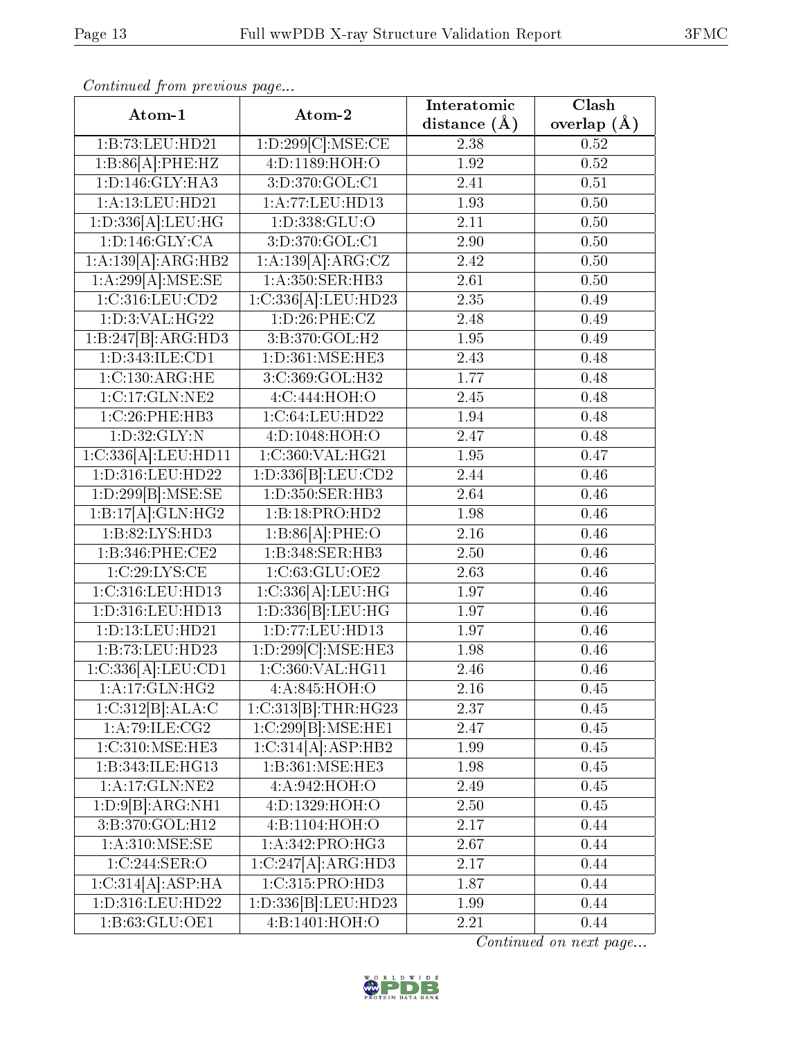*Continued from previous page...*

| Atom-1 | Atom-2 | Interatomic distance (Å) | Clash overlap (Å) |
|---|---|---|---|
| 1:B:73:LEU:HD21 | 1:D:299[C]:MSE:CE | 2.38 | 0.52 |
| 1:B:86[A]:PHE:HZ | 4:D:1189:HOH:O | 1.92 | 0.52 |
| 1:D:146:GLY:HA3 | 3:D:370:GOL:C1 | 2.41 | 0.51 |
| 1:A:13:LEU:HD21 | 1:A:77:LEU:HD13 | 1.93 | 0.50 |
| 1:D:336[A]:LEU:HG | 1:D:338:GLU:O | 2.11 | 0.50 |
| 1:D:146:GLY:CA | 3:D:370:GOL:C1 | 2.90 | 0.50 |
| 1:A:139[A]:ARG:HB2 | 1:A:139[A]:ARG:CZ | 2.42 | 0.50 |
| 1:A:299[A]:MSE:SE | 1:A:350:SER:HB3 | 2.61 | 0.50 |
| 1:C:316:LEU:CD2 | 1:C:336[A]:LEU:HD23 | 2.35 | 0.49 |
| 1:D:3:VAL:HG22 | 1:D:26:PHE:CZ | 2.48 | 0.49 |
| 1:B:247[B]:ARG:HD3 | 3:B:370:GOL:H2 | 1.95 | 0.49 |
| 1:D:343:ILE:CD1 | 1:D:361:MSE:HE3 | 2.43 | 0.48 |
| 1:C:130:ARG:HE | 3:C:369:GOL:H32 | 1.77 | 0.48 |
| 1:C:17:GLN:NE2 | 4:C:444:HOH:O | 2.45 | 0.48 |
| 1:C:26:PHE:HB3 | 1:C:64:LEU:HD22 | 1.94 | 0.48 |
| 1:D:32:GLY:N | 4:D:1048:HOH:O | 2.47 | 0.48 |
| 1:C:336[A]:LEU:HD11 | 1:C:360:VAL:HG21 | 1.95 | 0.47 |
| 1:D:316:LEU:HD22 | 1:D:336[B]:LEU:CD2 | 2.44 | 0.46 |
| 1:D:299[B]:MSE:SE | 1:D:350:SER:HB3 | 2.64 | 0.46 |
| 1:B:17[A]:GLN:HG2 | 1:B:18:PRO:HD2 | 1.98 | 0.46 |
| 1:B:82:LYS:HD3 | 1:B:86[A]:PHE:O | 2.16 | 0.46 |
| 1:B:346:PHE:CE2 | 1:B:348:SER:HB3 | 2.50 | 0.46 |
| 1:C:29:LYS:CE | 1:C:63:GLU:OE2 | 2.63 | 0.46 |
| 1:C:316:LEU:HD13 | 1:C:336[A]:LEU:HG | 1.97 | 0.46 |
| 1:D:316:LEU:HD13 | 1:D:336[B]:LEU:HG | 1.97 | 0.46 |
| 1:D:13:LEU:HD21 | 1:D:77:LEU:HD13 | 1.97 | 0.46 |
| 1:B:73:LEU:HD23 | 1:D:299[C]:MSE:HE3 | 1.98 | 0.46 |
| 1:C:336[A]:LEU:CD1 | 1:C:360:VAL:HG11 | 2.46 | 0.46 |
| 1:A:17:GLN:HG2 | 4:A:845:HOH:O | 2.16 | 0.45 |
| 1:C:312[B]:ALA:C | 1:C:313[B]:THR:HG23 | 2.37 | 0.45 |
| 1:A:79:ILE:CG2 | 1:C:299[B]:MSE:HE1 | 2.47 | 0.45 |
| 1:C:310:MSE:HE3 | 1:C:314[A]:ASP:HB2 | 1.99 | 0.45 |
| 1:B:343:ILE:HG13 | 1:B:361:MSE:HE3 | 1.98 | 0.45 |
| 1:A:17:GLN:NE2 | 4:A:942:HOH:O | 2.49 | 0.45 |
| 1:D:9[B]:ARG:NH1 | 4:D:1329:HOH:O | 2.50 | 0.45 |
| 3:B:370:GOL:H12 | 4:B:1104:HOH:O | 2.17 | 0.44 |
| 1:A:310:MSE:SE | 1:A:342:PRO:HG3 | 2.67 | 0.44 |
| 1:C:244:SER:O | 1:C:247[A]:ARG:HD3 | 2.17 | 0.44 |
| 1:C:314[A]:ASP:HA | 1:C:315:PRO:HD3 | 1.87 | 0.44 |
| 1:D:316:LEU:HD22 | 1:D:336[B]:LEU:HD23 | 1.99 | 0.44 |
| 1:B:63:GLU:OE1 | 4:B:1401:HOH:O | 2.21 | 0.44 |

*Continued on next page...*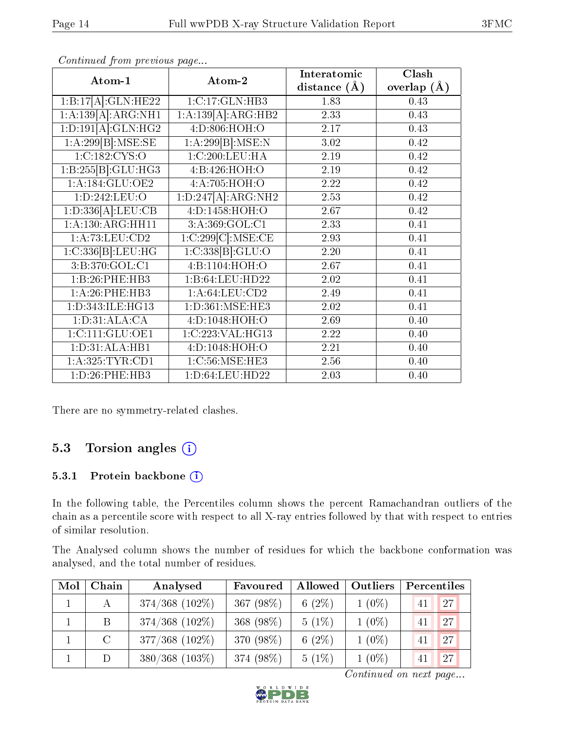*Continued from previous page...*

| Atom-1 | Atom-2 | Interatomic distance (Å) | Clash overlap (Å) |
|---|---|---|---|
| 1:B:17[A]:GLN:HE22 | 1:C:17:GLN:HB3 | 1.83 | 0.43 |
| 1:A:139[A]:ARG:NH1 | 1:A:139[A]:ARG:HB2 | 2.33 | 0.43 |
| 1:D:191[A]:GLN:HG2 | 4:D:806:HOH:O | 2.17 | 0.43 |
| 1:A:299[B]:MSE:SE | 1:A:299[B]:MSE:N | 3.02 | 0.42 |
| 1:C:182:CYS:O | 1:C:200:LEU:HA | 2.19 | 0.42 |
| 1:B:255[B]:GLU:HG3 | 4:B:426:HOH:O | 2.19 | 0.42 |
| 1:A:184:GLU:OE2 | 4:A:705:HOH:O | 2.22 | 0.42 |
| 1:D:242:LEU:O | 1:D:247[A]:ARG:NH2 | 2.53 | 0.42 |
| 1:D:336[A]:LEU:CB | 4:D:1458:HOH:O | 2.67 | 0.42 |
| 1:A:130:ARG:HH11 | 3:A:369:GOL:C1 | 2.33 | 0.41 |
| 1:A:73:LEU:CD2 | 1:C:299[C]:MSE:CE | 2.93 | 0.41 |
| 1:C:336[B]:LEU:HG | 1:C:338[B]:GLU:O | 2.20 | 0.41 |
| 3:B:370:GOL:C1 | 4:B:1104:HOH:O | 2.67 | 0.41 |
| 1:B:26:PHE:HB3 | 1:B:64:LEU:HD22 | 2.02 | 0.41 |
| 1:A:26:PHE:HB3 | 1:A:64:LEU:CD2 | 2.49 | 0.41 |
| 1:D:343:ILE:HG13 | 1:D:361:MSE:HE3 | 2.02 | 0.41 |
| 1:D:31:ALA:CA | 4:D:1048:HOH:O | 2.69 | 0.40 |
| 1:C:111:GLU:OE1 | 1:C:223:VAL:HG13 | 2.22 | 0.40 |
| 1:D:31:ALA:HB1 | 4:D:1048:HOH:O | 2.21 | 0.40 |
| 1:A:325:TYR:CD1 | 1:C:56:MSE:HE3 | 2.56 | 0.40 |
| 1:D:26:PHE:HB3 | 1:D:64:LEU:HD22 | 2.03 | 0.40 |

There are no symmetry-related clashes.

## 5.3 Torsion angles

### 5.3.1 Protein backbone

In the following table, the Percentiles column shows the percent Ramachandran outliers of the chain as a percentile score with respect to all X-ray entries followed by that with respect to entries of similar resolution.

The Analysed column shows the number of residues for which the backbone conformation was analysed, and the total number of residues.

| Mol | Chain | Analysed | Favoured | Allowed | Outliers | Percentiles | |
|---|---|---|---|---|---|---|---|
| 1 | A | 374/368 (102%) | 367 (98%) | 6 (2%) | 1 (0%) | 41 | 27 |
| 1 | B | 374/368 (102%) | 368 (98%) | 5 (1%) | 1 (0%) | 41 | 27 |
| 1 | C | 377/368 (102%) | 370 (98%) | 6 (2%) | 1 (0%) | 41 | 27 |
| 1 | D | 380/368 (103%) | 374 (98%) | 5 (1%) | 1 (0%) | 41 | 27 |

*Continued on next page...*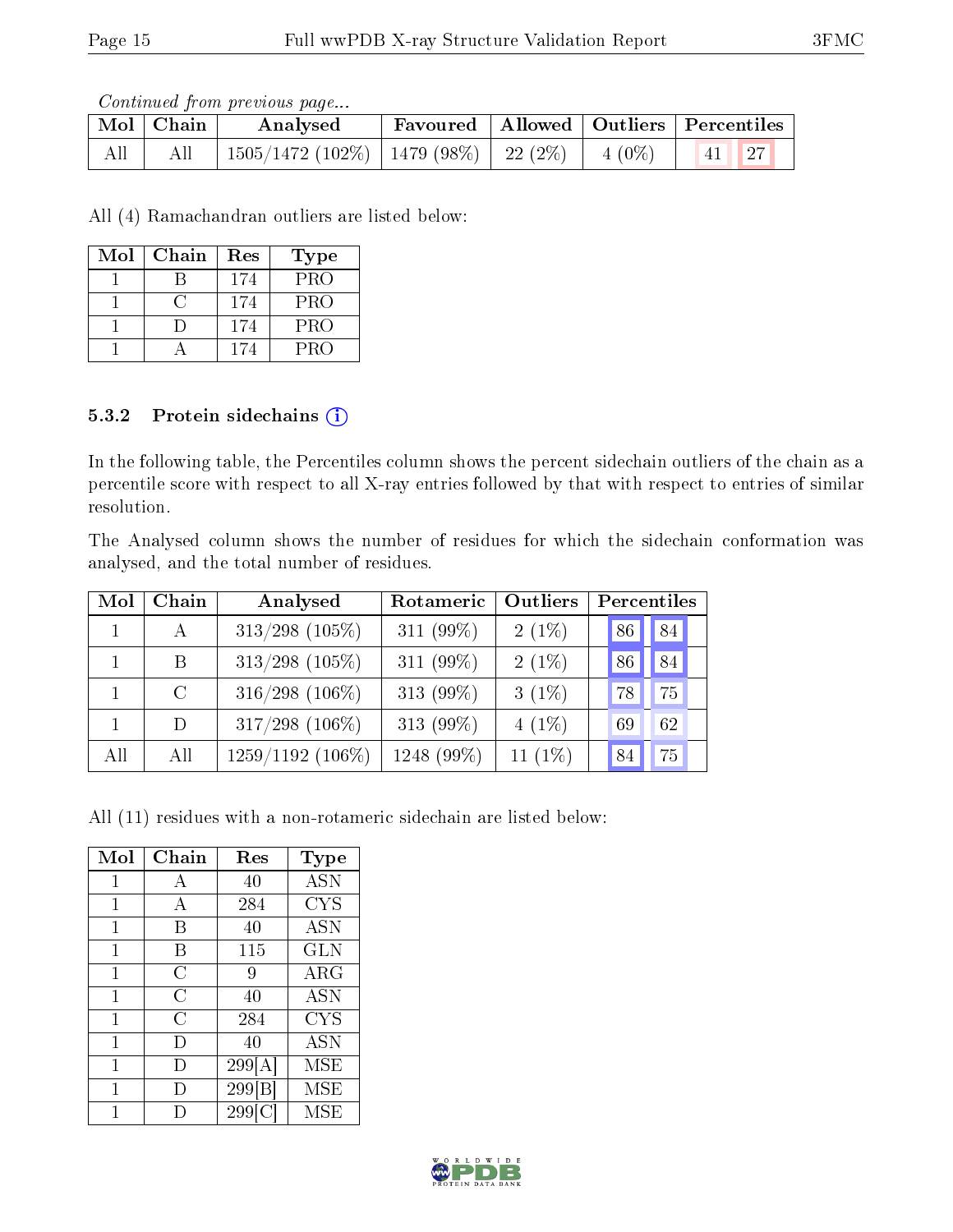*Continued from previous page...*

| Mol | Chain | Analysed | Favoured | Allowed | Outliers | Percentiles | |
|---|---|---|---|---|---|---|---|
| All | All | 1505/1472 (102%) | 1479 (98%) | 22 (2%) | 4 (0%) | 41 | 27 |

All (4) Ramachandran outliers are listed below:

| Mol | Chain | Res | Type |
|---|---|---|---|
| 1 | B | 174 | PRO |
| 1 | C | 174 | PRO |
| 1 | D | 174 | PRO |
| 1 | A | 174 | PRO |

### 5.3.2 Protein sidechains

In the following table, the Percentiles column shows the percent sidechain outliers of the chain as a percentile score with respect to all X-ray entries followed by that with respect to entries of similar resolution.

The Analysed column shows the number of residues for which the sidechain conformation was analysed, and the total number of residues.

| Mol | Chain | Analysed | Rotameric | Outliers | Percentiles | |
|---|---|---|---|---|---|---|
| 1 | A | 313/298 (105%) | 311 (99%) | 2 (1%) | 86 | 84 |
| 1 | B | 313/298 (105%) | 311 (99%) | 2 (1%) | 86 | 84 |
| 1 | C | 316/298 (106%) | 313 (99%) | 3 (1%) | 78 | 75 |
| 1 | D | 317/298 (106%) | 313 (99%) | 4 (1%) | 69 | 62 |
| All | All | 1259/1192 (106%) | 1248 (99%) | 11 (1%) | 84 | 75 |

All (11) residues with a non-rotameric sidechain are listed below:

| Mol | Chain | Res | Type |
|---|---|---|---|
| 1 | A | 40 | ASN |
| 1 | A | 284 | CYS |
| 1 | B | 40 | ASN |
| 1 | B | 115 | GLN |
| 1 | C | 9 | ARG |
| 1 | C | 40 | ASN |
| 1 | C | 284 | CYS |
| 1 | D | 40 | ASN |
| 1 | D | 299[A] | MSE |
| 1 | D | 299[B] | MSE |
| 1 | D | 299[C] | MSE |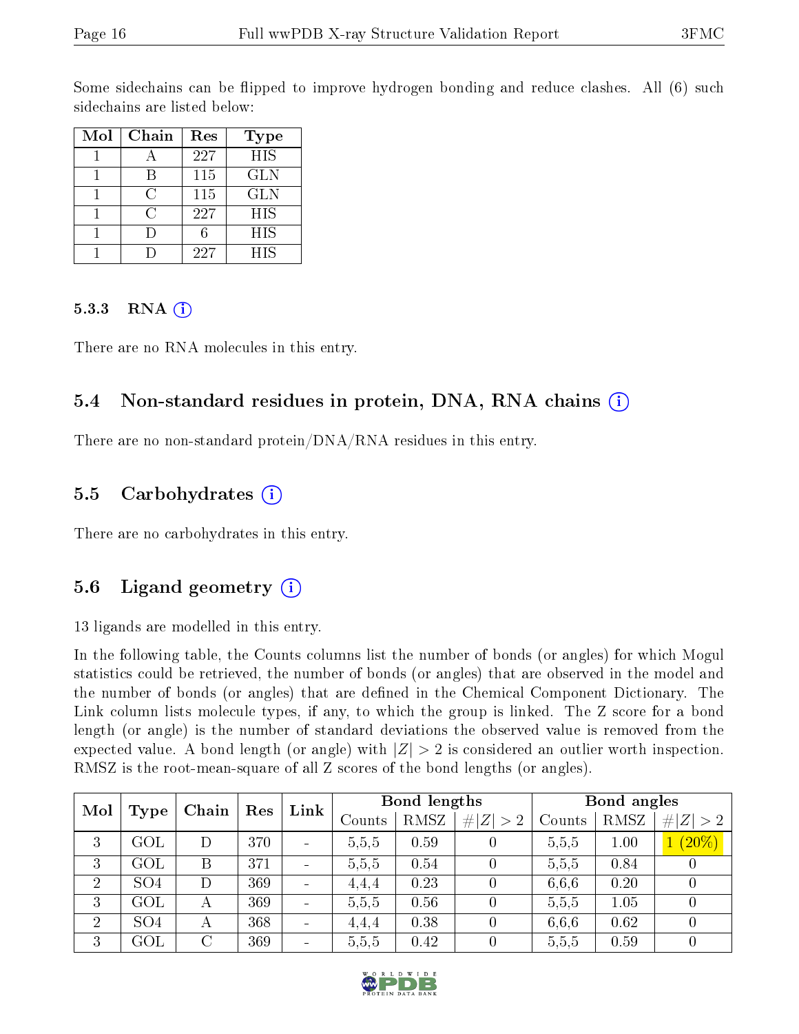Some sidechains can be flipped to improve hydrogen bonding and reduce clashes. All (6) such sidechains are listed below:

| Mol | Chain | Res | Type |
|---|---|---|---|
| 1 | A | 227 | HIS |
| 1 | B | 115 | GLN |
| 1 | C | 115 | GLN |
| 1 | C | 227 | HIS |
| 1 | D | 6 | HIS |
| 1 | D | 227 | HIS |

### 5.3.3 RNA ⓘ

There are no RNA molecules in this entry.

## 5.4 Non-standard residues in protein, DNA, RNA chains ⓘ

There are no non-standard protein/DNA/RNA residues in this entry.

## 5.5 Carbohydrates ⓘ

There are no carbohydrates in this entry.

## 5.6 Ligand geometry ⓘ

13 ligands are modelled in this entry.

In the following table, the Counts columns list the number of bonds (or angles) for which Mogul statistics could be retrieved, the number of bonds (or angles) that are observed in the model and the number of bonds (or angles) that are defined in the Chemical Component Dictionary. The Link column lists molecule types, if any, to which the group is linked. The Z score for a bond length (or angle) is the number of standard deviations the observed value is removed from the expected value. A bond length (or angle) with $|Z| > 2$ is considered an outlier worth inspection. RMSZ is the root-mean-square of all Z scores of the bond lengths (or angles).

| Mol | Type | Chain | Res | Link | Bond lengths | | | Bond angles | | |
|---|---|---|---|---|---|---|---|---|---|---|
| | | | | | Counts | RMSZ | $\#\|Z\|>2$ | Counts | RMSZ | $\#\|Z\|>2$ |
| 3 | GOL | D | 370 | - | 5,5,5 | 0.59 | 0 | 5,5,5 | 1.00 | 1 (20%) |
| 3 | GOL | B | 371 | - | 5,5,5 | 0.54 | 0 | 5,5,5 | 0.84 | 0 |
| 2 | SO4 | D | 369 | - | 4,4,4 | 0.23 | 0 | 6,6,6 | 0.20 | 0 |
| 3 | GOL | A | 369 | - | 5,5,5 | 0.56 | 0 | 5,5,5 | 1.05 | 0 |
| 2 | SO4 | A | 368 | - | 4,4,4 | 0.38 | 0 | 6,6,6 | 0.62 | 0 |
| 3 | GOL | C | 369 | - | 5,5,5 | 0.42 | 0 | 5,5,5 | 0.59 | 0 |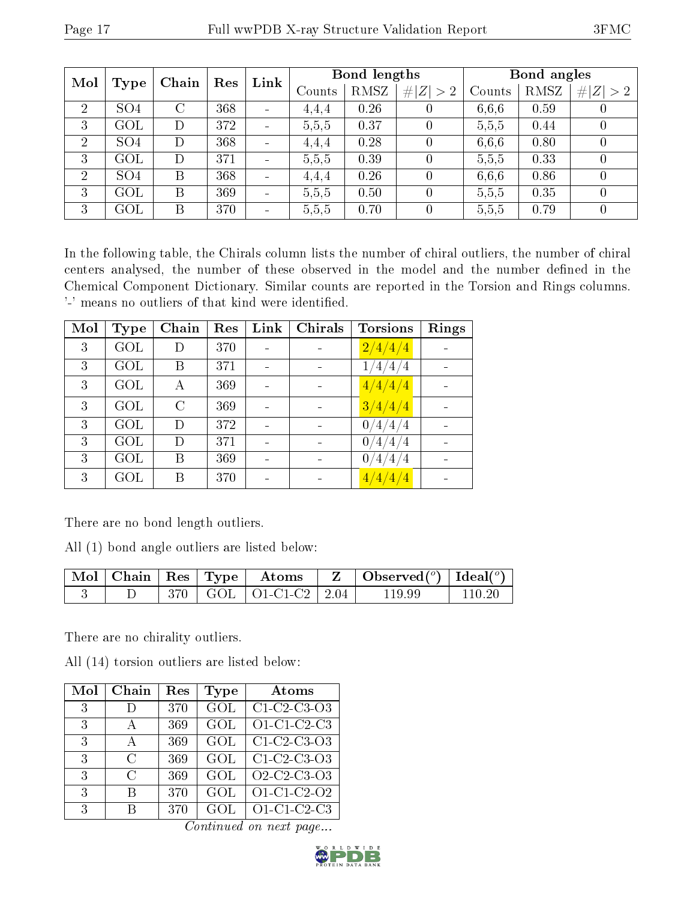| Mol | Type | Chain | Res | Link | Bond lengths | | | Bond angles | | |
|---|---|---|---|---|---|---|---|---|---|---|
| | | | | | Counts | RMSZ | #\|Z\| > 2 | Counts | RMSZ | #\|Z\| > 2 |
| 2 | SO4 | C | 368 | - | 4,4,4 | 0.26 | 0 | 6,6,6 | 0.59 | 0 |
| 3 | GOL | D | 372 | - | 5,5,5 | 0.37 | 0 | 5,5,5 | 0.44 | 0 |
| 2 | SO4 | D | 368 | - | 4,4,4 | 0.28 | 0 | 6,6,6 | 0.80 | 0 |
| 3 | GOL | D | 371 | - | 5,5,5 | 0.39 | 0 | 5,5,5 | 0.33 | 0 |
| 2 | SO4 | B | 368 | - | 4,4,4 | 0.26 | 0 | 6,6,6 | 0.86 | 0 |
| 3 | GOL | B | 369 | - | 5,5,5 | 0.50 | 0 | 5,5,5 | 0.35 | 0 |
| 3 | GOL | B | 370 | - | 5,5,5 | 0.70 | 0 | 5,5,5 | 0.79 | 0 |

In the following table, the Chirals column lists the number of chiral outliers, the number of chiral centers analysed, the number of these observed in the model and the number defined in the Chemical Component Dictionary. Similar counts are reported in the Torsion and Rings columns. '-' means no outliers of that kind were identified.

| Mol | Type | Chain | Res | Link | Chirals | Torsions | Rings |
|---|---|---|---|---|---|---|---|
| 3 | GOL | D | 370 | - | - | 2/4/4/4 | - |
| 3 | GOL | B | 371 | - | - | 1/4/4/4 | - |
| 3 | GOL | A | 369 | - | - | 4/4/4/4 | - |
| 3 | GOL | C | 369 | - | - | 3/4/4/4 | - |
| 3 | GOL | D | 372 | - | - | 0/4/4/4 | - |
| 3 | GOL | D | 371 | - | - | 0/4/4/4 | - |
| 3 | GOL | B | 369 | - | - | 0/4/4/4 | - |
| 3 | GOL | B | 370 | - | - | 4/4/4/4 | - |

There are no bond length outliers.

All (1) bond angle outliers are listed below:

| Mol | Chain | Res | Type | Atoms | Z | Observed(°) | Ideal(°) |
|---|---|---|---|---|---|---|---|
| 3 | D | 370 | GOL | O1-C1-C2 | 2.04 | 119.99 | 110.20 |

There are no chirality outliers.

All (14) torsion outliers are listed below:

| Mol | Chain | Res | Type | Atoms |
|---|---|---|---|---|
| 3 | D | 370 | GOL | C1-C2-C3-O3 |
| 3 | A | 369 | GOL | O1-C1-C2-C3 |
| 3 | A | 369 | GOL | C1-C2-C3-O3 |
| 3 | C | 369 | GOL | C1-C2-C3-O3 |
| 3 | C | 369 | GOL | O2-C2-C3-O3 |
| 3 | B | 370 | GOL | O1-C1-C2-O2 |
| 3 | B | 370 | GOL | O1-C1-C2-C3 |

*Continued on next page...*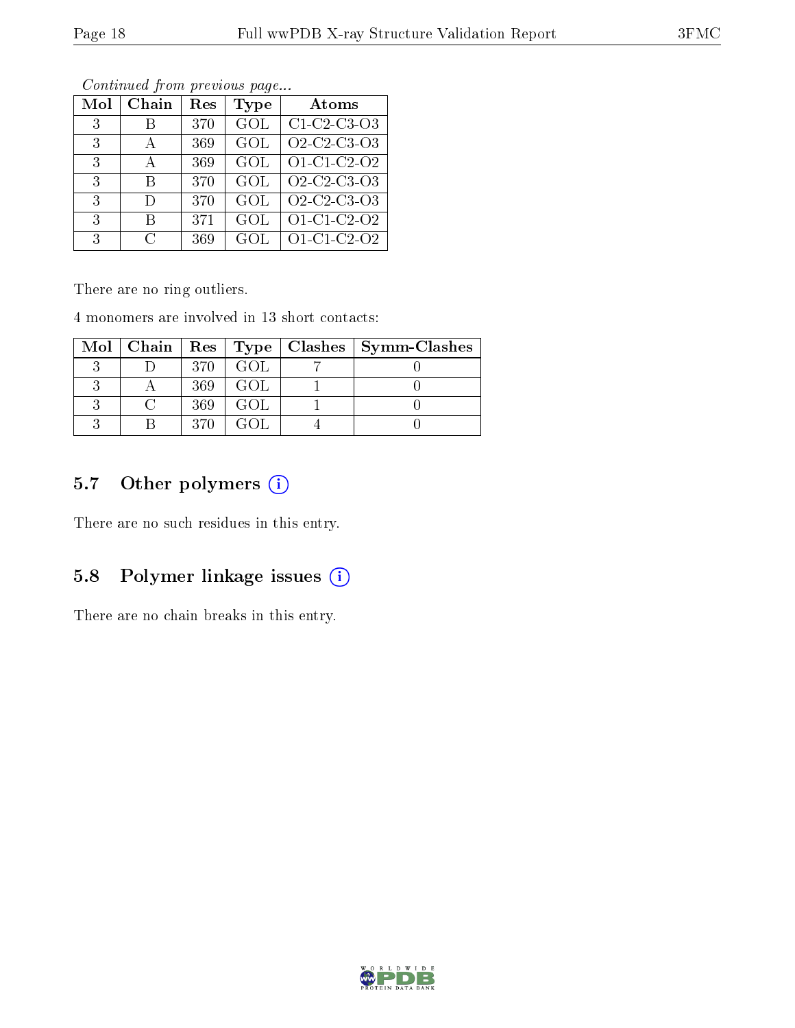*Continued from previous page...*

| Mol | Chain | Res | Type | Atoms |
|---|---|---|---|---|
| 3 | B | 370 | GOL | C1-C2-C3-O3 |
| 3 | A | 369 | GOL | O2-C2-C3-O3 |
| 3 | A | 369 | GOL | O1-C1-C2-O2 |
| 3 | B | 370 | GOL | O2-C2-C3-O3 |
| 3 | D | 370 | GOL | O2-C2-C3-O3 |
| 3 | B | 371 | GOL | O1-C1-C2-O2 |
| 3 | C | 369 | GOL | O1-C1-C2-O2 |

There are no ring outliers.

4 monomers are involved in 13 short contacts:

| Mol | Chain | Res | Type | Clashes | Symm-Clashes |
|---|---|---|---|---|---|
| 3 | D | 370 | GOL | 7 | 0 |
| 3 | A | 369 | GOL | 1 | 0 |
| 3 | C | 369 | GOL | 1 | 0 |
| 3 | B | 370 | GOL | 4 | 0 |

### 5.7 Other polymers (i)

There are no such residues in this entry.

### 5.8 Polymer linkage issues (i)

There are no chain breaks in this entry.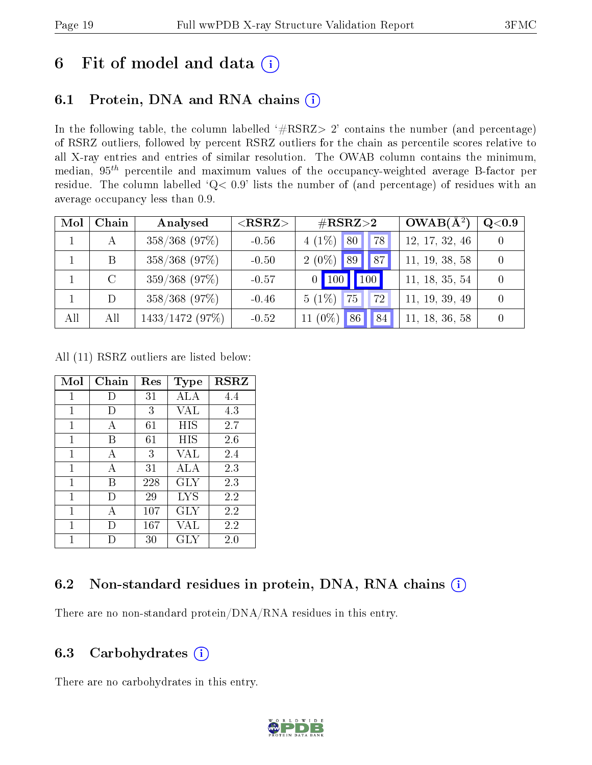# 6 Fit of model and data

## 6.1 Protein, DNA and RNA chains

In the following table, the column labelled '#RSRZ> 2' contains the number (and percentage) of RSRZ outliers, followed by percent RSRZ outliers for the chain as percentile scores relative to all X-ray entries and entries of similar resolution. The OWAB column contains the minimum, median, $95^{th}$ percentile and maximum values of the occupancy-weighted average B-factor per residue. The column labelled 'Q< 0.9' lists the number of (and percentage) of residues with an average occupancy less than 0.9.

| Mol | Chain | Analysed | <RSRZ> | #RSRZ>2 | | | OWAB(Å$^2$) | Q<0.9 |
|---|---|---|---|---|---|---|---|---|
| 1 | A | 358/368 (97%) | -0.56 | 4 (1%) | 80 | 78 | 12, 17, 32, 46 | 0 |
| 1 | B | 358/368 (97%) | -0.50 | 2 (0%) | 89 | 87 | 11, 19, 38, 58 | 0 |
| 1 | C | 359/368 (97%) | -0.57 | 0 | 100 | 100 | 11, 18, 35, 54 | 0 |
| 1 | D | 358/368 (97%) | -0.46 | 5 (1%) | 75 | 72 | 11, 19, 39, 49 | 0 |
| All | All | 1433/1472 (97%) | -0.52 | 11 (0%) | 86 | 84 | 11, 18, 36, 58 | 0 |

All (11) RSRZ outliers are listed below:

| Mol | Chain | Res | Type | RSRZ |
|---|---|---|---|---|
| 1 | D | 31 | ALA | 4.4 |
| 1 | D | 3 | VAL | 4.3 |
| 1 | A | 61 | HIS | 2.7 |
| 1 | B | 61 | HIS | 2.6 |
| 1 | A | 3 | VAL | 2.4 |
| 1 | A | 31 | ALA | 2.3 |
| 1 | B | 228 | GLY | 2.3 |
| 1 | D | 29 | LYS | 2.2 |
| 1 | A | 107 | GLY | 2.2 |
| 1 | D | 167 | VAL | 2.2 |
| 1 | D | 30 | GLY | 2.0 |

## 6.2 Non-standard residues in protein, DNA, RNA chains

There are no non-standard protein/DNA/RNA residues in this entry.

## 6.3 Carbohydrates

There are no carbohydrates in this entry.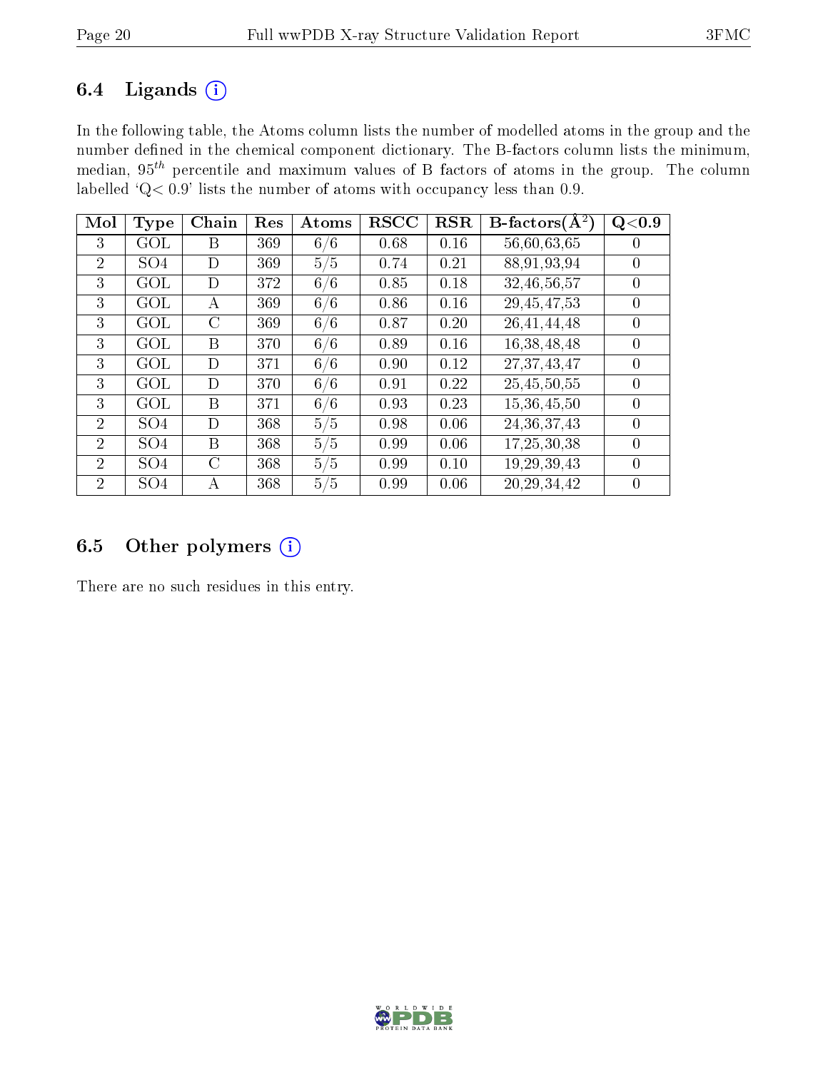### 6.4 Ligands (i)

In the following table, the Atoms column lists the number of modelled atoms in the group and the number defined in the chemical component dictionary. The B-factors column lists the minimum, median, $95^{th}$ percentile and maximum values of B factors of atoms in the group. The column labelled 'Q< 0.9' lists the number of atoms with occupancy less than 0.9.

| Mol | Type | Chain | Res | Atoms | RSCC | RSR | B-factors(Å$^2$) | Q<0.9 |
|---|---|---|---|---|---|---|---|---|
| 3 | GOL | B | 369 | 6/6 | 0.68 | 0.16 | 56,60,63,65 | 0 |
| 2 | SO4 | D | 369 | 5/5 | 0.74 | 0.21 | 88,91,93,94 | 0 |
| 3 | GOL | D | 372 | 6/6 | 0.85 | 0.18 | 32,46,56,57 | 0 |
| 3 | GOL | A | 369 | 6/6 | 0.86 | 0.16 | 29,45,47,53 | 0 |
| 3 | GOL | C | 369 | 6/6 | 0.87 | 0.20 | 26,41,44,48 | 0 |
| 3 | GOL | B | 370 | 6/6 | 0.89 | 0.16 | 16,38,48,48 | 0 |
| 3 | GOL | D | 371 | 6/6 | 0.90 | 0.12 | 27,37,43,47 | 0 |
| 3 | GOL | D | 370 | 6/6 | 0.91 | 0.22 | 25,45,50,55 | 0 |
| 3 | GOL | B | 371 | 6/6 | 0.93 | 0.23 | 15,36,45,50 | 0 |
| 2 | SO4 | D | 368 | 5/5 | 0.98 | 0.06 | 24,36,37,43 | 0 |
| 2 | SO4 | B | 368 | 5/5 | 0.99 | 0.06 | 17,25,30,38 | 0 |
| 2 | SO4 | C | 368 | 5/5 | 0.99 | 0.10 | 19,29,39,43 | 0 |
| 2 | SO4 | A | 368 | 5/5 | 0.99 | 0.06 | 20,29,34,42 | 0 |

### 6.5 Other polymers (i)

There are no such residues in this entry.